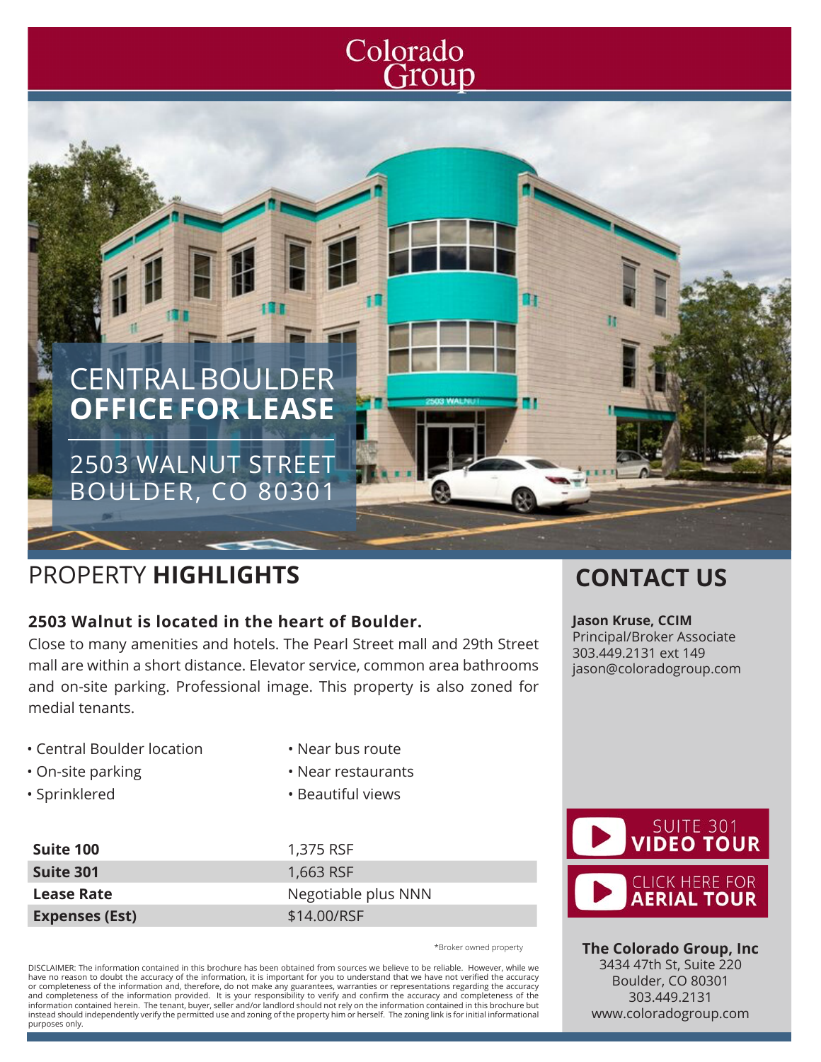Colorado Group

# CENTRAL BOULDER **OFFICE FOR LEASE**

2503 WALNUT STREET
BOULDER, CO 80301

## PROPERTY **HIGHLIGHTS**

**2503 Walnut is located in the heart of Boulder.**

Close to many amenities and hotels. The Pearl Street mall and 29th Street mall are within a short distance. Elevator service, common area bathrooms and on-site parking. Professional image. This property is also zoned for medial tenants.

- Central Boulder location
- On-site parking
- Sprinklered
- Near bus route
- Near restaurants
- Beautiful views

| | |
|---|---|
| **Suite 100** | 1,375 RSF |
| **Suite 301** | 1,663 RSF |
| **Lease Rate** | Negotiable plus NNN |
| **Expenses (Est)** | $14.00/RSF |

*Broker owned property

DISCLAIMER: The information contained in this brochure has been obtained from sources we believe to be reliable. However, while we have no reason to doubt the accuracy of the information, it is important for you to understand that we have not verified the accuracy or completeness of the information and, therefore, do not make any guarantees, warranties or representations regarding the accuracy and completeness of the information provided. It is your responsibility to verify and confirm the accuracy and completeness of the information contained herein. The tenant, buyer, seller and/or landlord should not rely on the information contained in this brochure but instead should independently verify the permitted use and zoning of the property him or herself. The zoning link is for initial informational purposes only.

## CONTACT US

**Jason Kruse, CCIM**
Principal/Broker Associate
303.449.2131 ext 149
jason@coloradogroup.com

SUITE 301 **VIDEO TOUR**

CLICK HERE FOR **AERIAL TOUR**

**The Colorado Group, Inc**
3434 47th St, Suite 220
Boulder, CO 80301
303.449.2131
www.coloradogroup.com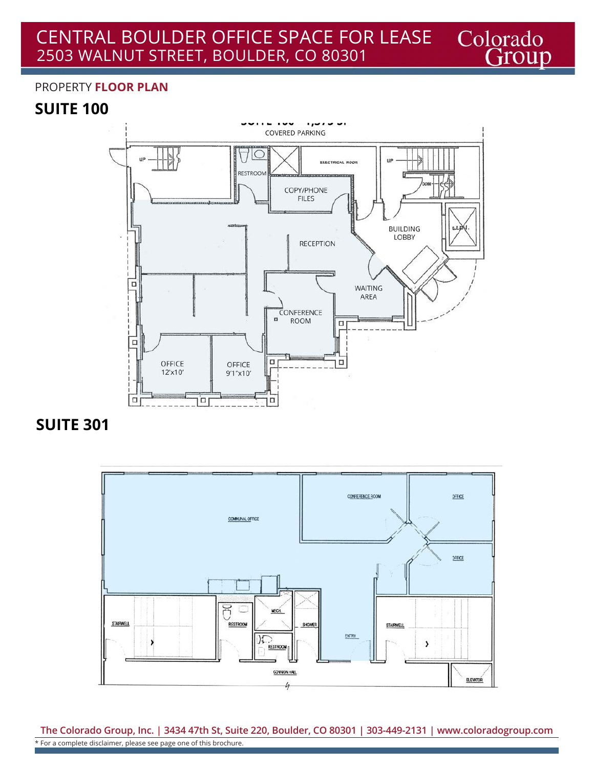# CENTRAL BOULDER OFFICE SPACE FOR LEASE
## 2503 WALNUT STREET, BOULDER, CO 80301

PROPERTY **FLOOR PLAN**

## SUITE 100

COVERED PARKING

UP

RESTROOM

ELECTRICAL ROOM

UP

COPY/PHONE FILES

DOWN

BUILDING LOBBY

ELEV.

RECEPTION

WAITING AREA

CONFERENCE ROOM

OFFICE 12'x10'

OFFICE 9'1"x10'

## SUITE 301

CONFERENCE ROOM

OFFICE

COMMUNAL OFFICE

OFFICE

STAIRWELL

RESTROOM

MECH.

SHOWER

ENTRY

STAIRWELL

RESTROOM

COMMON HALL

ELEVATOR

**The Colorado Group, Inc. | 3434 47th St, Suite 220, Boulder, CO 80301 | 303-449-2131 | www.coloradogroup.com**

* For a complete disclaimer, please see page one of this brochure.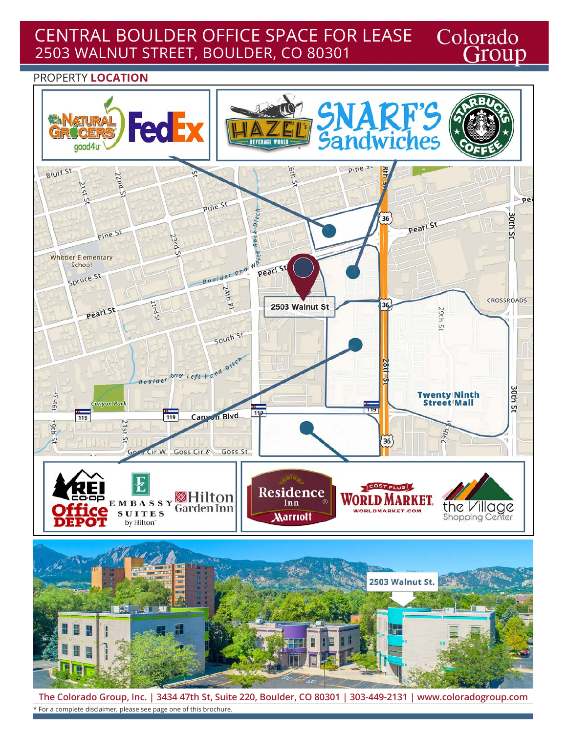# CENTRAL BOULDER OFFICE SPACE FOR LEASE
## 2503 WALNUT STREET, BOULDER, CO 80301

Colorado Group

## PROPERTY **LOCATION**

Natural Grocers good4u
FedEx
Hazel's Beverage World
Snarf's Sandwiches
Starbucks Coffee

2503 Walnut St

Bluff St
Pine St
Pearl St
Spruce St
South St
Canyon Blvd
Goss Cir W
Goss Cir E
Goss St
21st St
22nd St
23rd St
24th Pl
19th St
28th St
29th St
30th St
Whittier Elementary School
Canyon Park
Boulder and White Rock Ditch
Boulder and Left Hand Ditch
Crossroads
Twenty Ninth Street Mall
36
119

REI co-op
Office Depot
Embassy Suites by Hilton
Hilton Garden Inn
Residence Inn Marriott
Cost Plus World Market worldmarket.com
the Village Shopping Center

2503 Walnut St.

The Colorado Group, Inc. | 3434 47th St, Suite 220, Boulder, CO 80301 | 303-449-2131 | www.coloradogroup.com

* For a complete disclaimer, please see page one of this brochure.